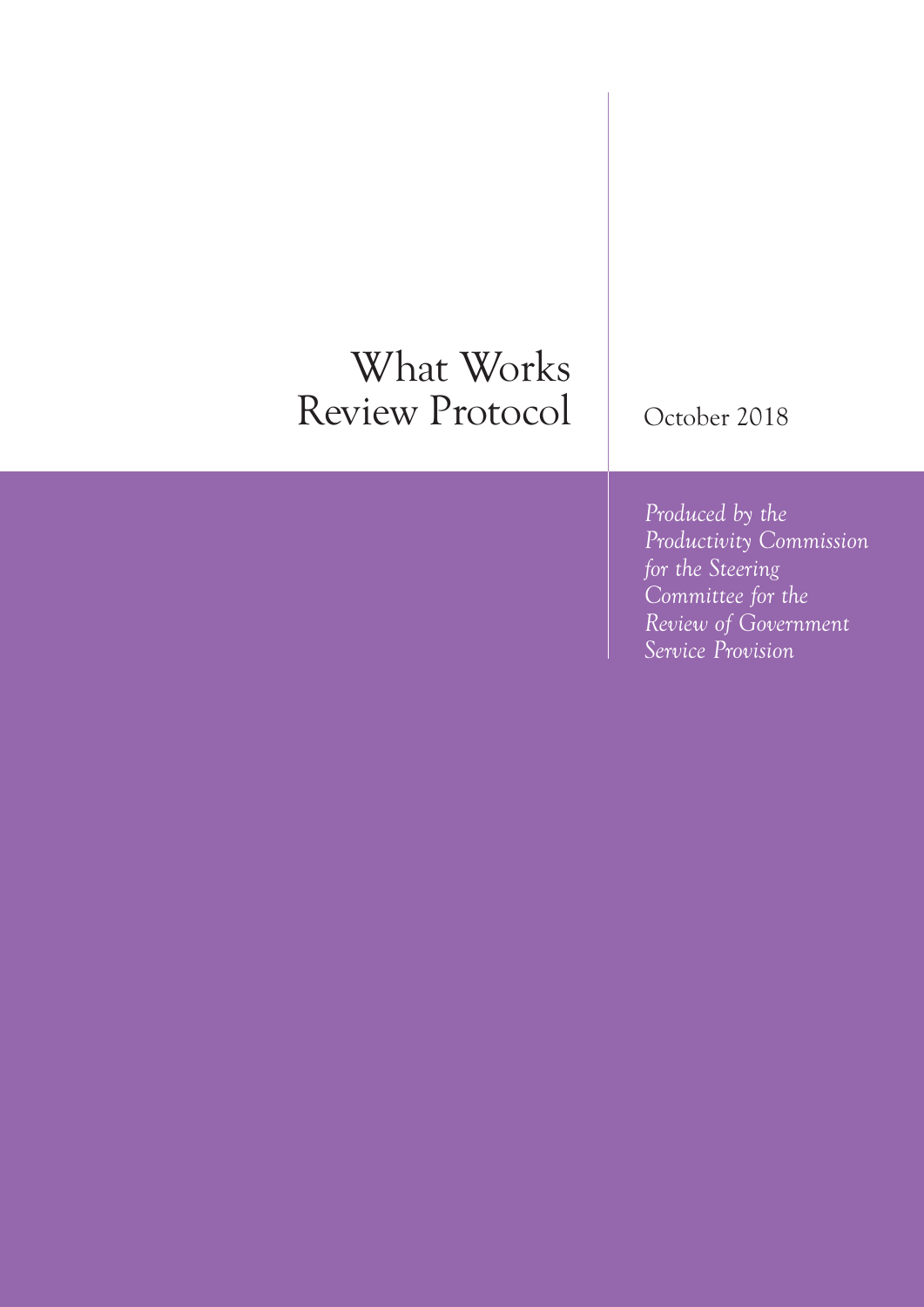# What Works Review Protocol

October 2018

*Produced by the Productivity Commission for the Steering Committee for the Review of Government Service Provision*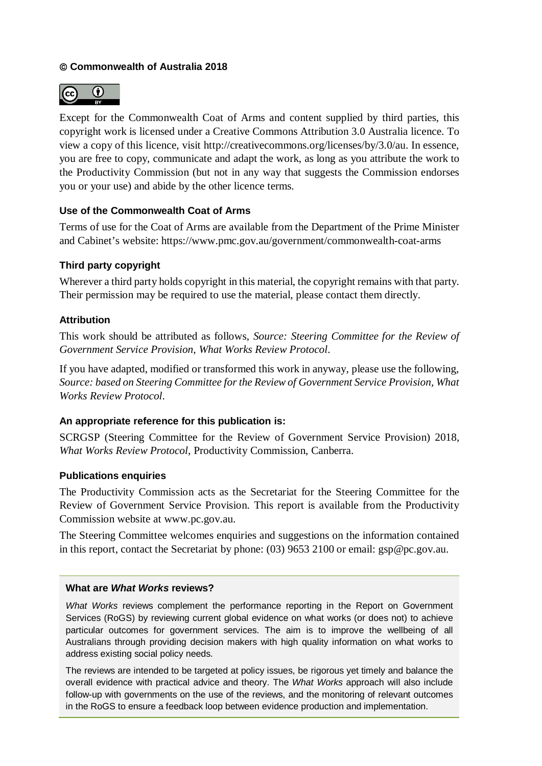**© Commonwealth of Australia 2018**

Except for the Commonwealth Coat of Arms and content supplied by third parties, this copyright work is licensed under a Creative Commons Attribution 3.0 Australia licence. To view a copy of this licence, visit http://creativecommons.org/licenses/by/3.0/au. In essence, you are free to copy, communicate and adapt the work, as long as you attribute the work to the Productivity Commission (but not in any way that suggests the Commission endorses you or your use) and abide by the other licence terms.

#### Use of the Commonwealth Coat of Arms

Terms of use for the Coat of Arms are available from the Department of the Prime Minister and Cabinet's website: https://www.pmc.gov.au/government/commonwealth-coat-arms

#### Third party copyright

Wherever a third party holds copyright in this material, the copyright remains with that party. Their permission may be required to use the material, please contact them directly.

#### Attribution

This work should be attributed as follows, *Source: Steering Committee for the Review of Government Service Provision, What Works Review Protocol*.

If you have adapted, modified or transformed this work in anyway, please use the following, *Source: based on Steering Committee for the Review of Government Service Provision, What Works Review Protocol*.

#### An appropriate reference for this publication is:

SCRGSP (Steering Committee for the Review of Government Service Provision) 2018, *What Works Review Protocol*, Productivity Commission, Canberra.

#### Publications enquiries

The Productivity Commission acts as the Secretariat for the Steering Committee for the Review of Government Service Provision. This report is available from the Productivity Commission website at www.pc.gov.au.

The Steering Committee welcomes enquiries and suggestions on the information contained in this report, contact the Secretariat by phone: (03) 9653 2100 or email: gsp@pc.gov.au.

#### What are *What Works* reviews?

*What Works* reviews complement the performance reporting in the Report on Government Services (RoGS) by reviewing current global evidence on what works (or does not) to achieve particular outcomes for government services. The aim is to improve the wellbeing of all Australians through providing decision makers with high quality information on what works to address existing social policy needs.

The reviews are intended to be targeted at policy issues, be rigorous yet timely and balance the overall evidence with practical advice and theory. The *What Works* approach will also include follow-up with governments on the use of the reviews, and the monitoring of relevant outcomes in the RoGS to ensure a feedback loop between evidence production and implementation.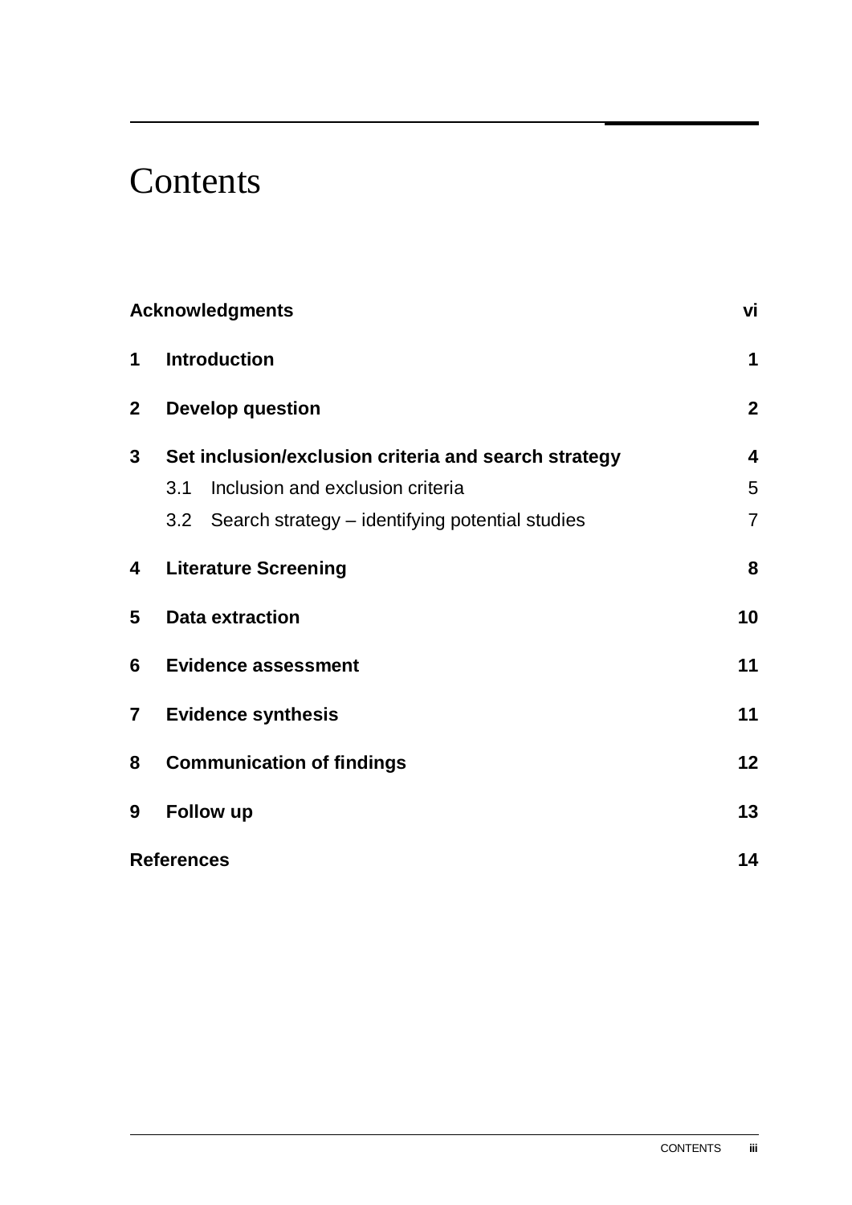# Contents

| | | |
|---|---|---|
| **Acknowledgments** | | **vi** |
| **1** | **Introduction** | **1** |
| **2** | **Develop question** | **2** |
| **3** | **Set inclusion/exclusion criteria and search strategy** | **4** |
| | 3.1 Inclusion and exclusion criteria | 5 |
| | 3.2 Search strategy – identifying potential studies | 7 |
| **4** | **Literature Screening** | **8** |
| **5** | **Data extraction** | **10** |
| **6** | **Evidence assessment** | **11** |
| **7** | **Evidence synthesis** | **11** |
| **8** | **Communication of findings** | **12** |
| **9** | **Follow up** | **13** |
| **References** | | **14** |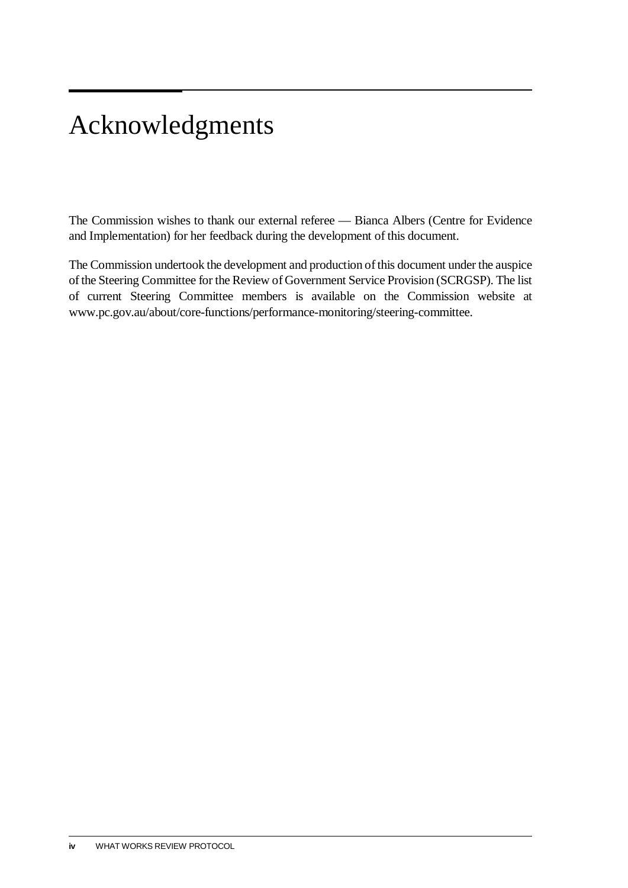# Acknowledgments

The Commission wishes to thank our external referee — Bianca Albers (Centre for Evidence and Implementation) for her feedback during the development of this document.

The Commission undertook the development and production of this document under the auspice of the Steering Committee for the Review of Government Service Provision (SCRGSP). The list of current Steering Committee members is available on the Commission website at www.pc.gov.au/about/core-functions/performance-monitoring/steering-committee.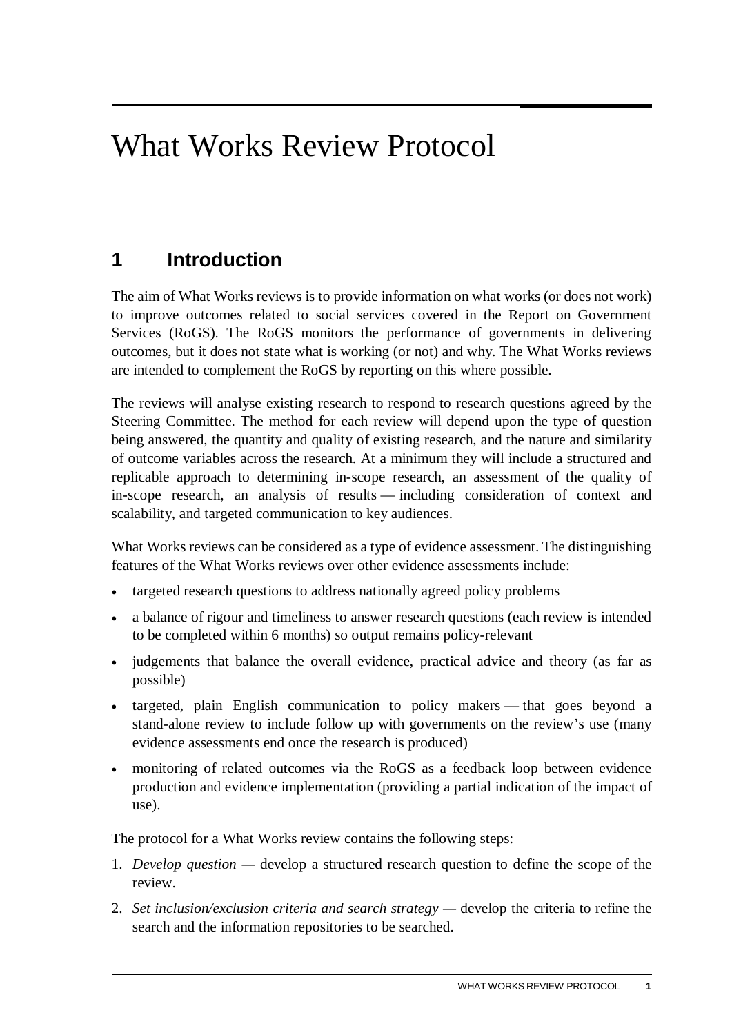# What Works Review Protocol

## 1 Introduction

The aim of What Works reviews is to provide information on what works (or does not work) to improve outcomes related to social services covered in the Report on Government Services (RoGS). The RoGS monitors the performance of governments in delivering outcomes, but it does not state what is working (or not) and why. The What Works reviews are intended to complement the RoGS by reporting on this where possible.

The reviews will analyse existing research to respond to research questions agreed by the Steering Committee. The method for each review will depend upon the type of question being answered, the quantity and quality of existing research, and the nature and similarity of outcome variables across the research. At a minimum they will include a structured and replicable approach to determining in-scope research, an assessment of the quality of in-scope research, an analysis of results — including consideration of context and scalability, and targeted communication to key audiences.

What Works reviews can be considered as a type of evidence assessment. The distinguishing features of the What Works reviews over other evidence assessments include:

- targeted research questions to address nationally agreed policy problems
- a balance of rigour and timeliness to answer research questions (each review is intended to be completed within 6 months) so output remains policy-relevant
- judgements that balance the overall evidence, practical advice and theory (as far as possible)
- targeted, plain English communication to policy makers — that goes beyond a stand-alone review to include follow up with governments on the review's use (many evidence assessments end once the research is produced)
- monitoring of related outcomes via the RoGS as a feedback loop between evidence production and evidence implementation (providing a partial indication of the impact of use).

The protocol for a What Works review contains the following steps:

1. *Develop question* — develop a structured research question to define the scope of the review.
2. *Set inclusion/exclusion criteria and search strategy* — develop the criteria to refine the search and the information repositories to be searched.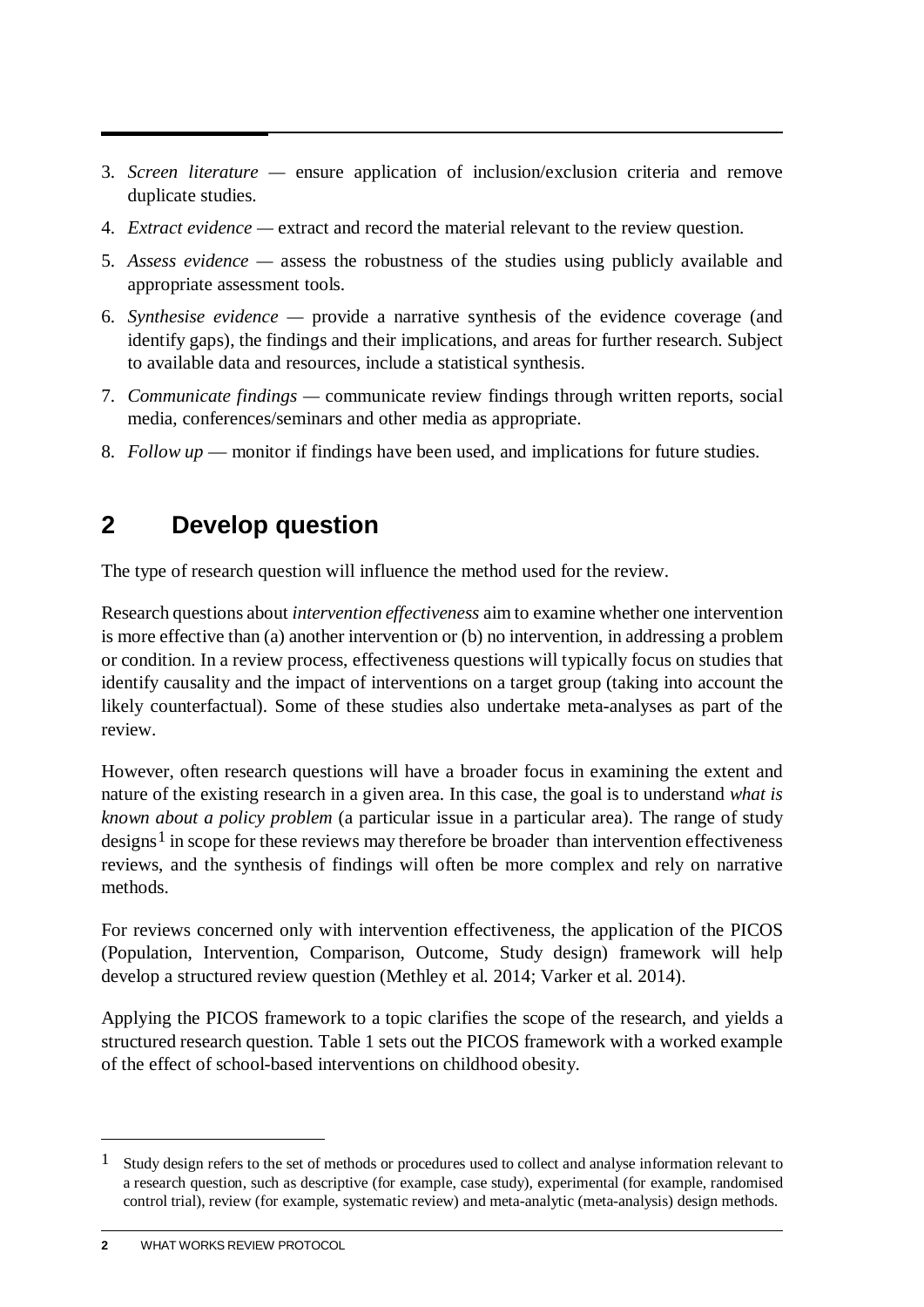3. *Screen literature* — ensure application of inclusion/exclusion criteria and remove duplicate studies.
4. *Extract evidence* — extract and record the material relevant to the review question.
5. *Assess evidence* — assess the robustness of the studies using publicly available and appropriate assessment tools.
6. *Synthesise evidence* — provide a narrative synthesis of the evidence coverage (and identify gaps), the findings and their implications, and areas for further research. Subject to available data and resources, include a statistical synthesis.
7. *Communicate findings* — communicate review findings through written reports, social media, conferences/seminars and other media as appropriate.
8. *Follow up* — monitor if findings have been used, and implications for future studies.

## 2 Develop question

The type of research question will influence the method used for the review.

Research questions about *intervention effectiveness* aim to examine whether one intervention is more effective than (a) another intervention or (b) no intervention, in addressing a problem or condition. In a review process, effectiveness questions will typically focus on studies that identify causality and the impact of interventions on a target group (taking into account the likely counterfactual). Some of these studies also undertake meta-analyses as part of the review.

However, often research questions will have a broader focus in examining the extent and nature of the existing research in a given area. In this case, the goal is to understand *what is known about a policy problem* (a particular issue in a particular area). The range of study designs[1] in scope for these reviews may therefore be broader than intervention effectiveness reviews, and the synthesis of findings will often be more complex and rely on narrative methods.

For reviews concerned only with intervention effectiveness, the application of the PICOS (Population, Intervention, Comparison, Outcome, Study design) framework will help develop a structured review question (Methley et al. 2014; Varker et al. 2014).

Applying the PICOS framework to a topic clarifies the scope of the research, and yields a structured research question. Table 1 sets out the PICOS framework with a worked example of the effect of school-based interventions on childhood obesity.

---

[1] Study design refers to the set of methods or procedures used to collect and analyse information relevant to a research question, such as descriptive (for example, case study), experimental (for example, randomised control trial), review (for example, systematic review) and meta-analytic (meta-analysis) design methods.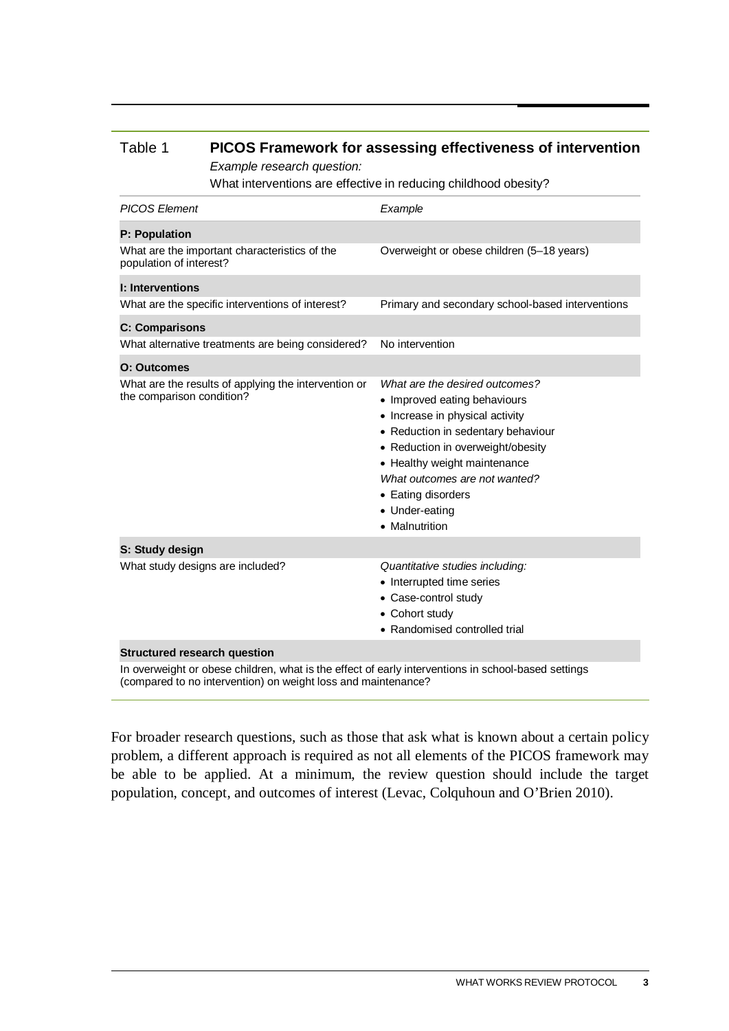Table 1 **PICOS Framework for assessing effectiveness of intervention**

*Example research question:*

What interventions are effective in reducing childhood obesity?

| *PICOS Element* | *Example* |
| --- | --- |
| **P: Population** | |
| What are the important characteristics of the population of interest? | Overweight or obese children (5–18 years) |
| **I: Interventions** | |
| What are the specific interventions of interest? | Primary and secondary school-based interventions |
| **C: Comparisons** | |
| What alternative treatments are being considered? | No intervention |
| **O: Outcomes** | |
| What are the results of applying the intervention or the comparison condition? | *What are the desired outcomes?*<br>• Improved eating behaviours<br>• Increase in physical activity<br>• Reduction in sedentary behaviour<br>• Reduction in overweight/obesity<br>• Healthy weight maintenance<br>*What outcomes are not wanted?*<br>• Eating disorders<br>• Under-eating<br>• Malnutrition |
| **S: Study design** | |
| What study designs are included? | *Quantitative studies including:*<br>• Interrupted time series<br>• Case-control study<br>• Cohort study<br>• Randomised controlled trial |
| **Structured research question** | |
| In overweight or obese children, what is the effect of early interventions in school-based settings (compared to no intervention) on weight loss and maintenance? | |

For broader research questions, such as those that ask what is known about a certain policy problem, a different approach is required as not all elements of the PICOS framework may be able to be applied. At a minimum, the review question should include the target population, concept, and outcomes of interest (Levac, Colquhoun and O'Brien 2010).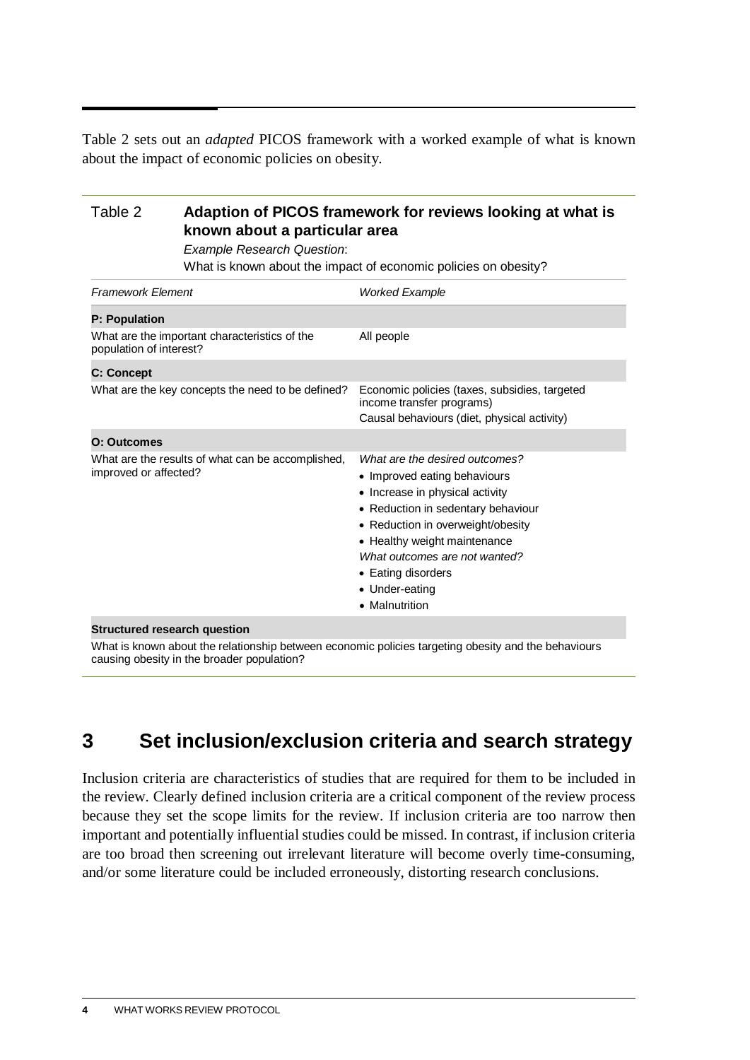Table 2 sets out an *adapted* PICOS framework with a worked example of what is known about the impact of economic policies on obesity.

**Table 2 Adaption of PICOS framework for reviews looking at what is known about a particular area**

*Example Research Question*:
What is known about the impact of economic policies on obesity?

| *Framework Element* | *Worked Example* |
| --- | --- |
| **P: Population** | |
| What are the important characteristics of the population of interest? | All people |
| **C: Concept** | |
| What are the key concepts the need to be defined? | Economic policies (taxes, subsidies, targeted income transfer programs)<br>Causal behaviours (diet, physical activity) |
| **O: Outcomes** | |
| What are the results of what can be accomplished, improved or affected? | *What are the desired outcomes?*<br>• Improved eating behaviours<br>• Increase in physical activity<br>• Reduction in sedentary behaviour<br>• Reduction in overweight/obesity<br>• Healthy weight maintenance<br>*What outcomes are not wanted?*<br>• Eating disorders<br>• Under-eating<br>• Malnutrition |
| **Structured research question** | |
| What is known about the relationship between economic policies targeting obesity and the behaviours causing obesity in the broader population? | |

# 3 Set inclusion/exclusion criteria and search strategy

Inclusion criteria are characteristics of studies that are required for them to be included in the review. Clearly defined inclusion criteria are a critical component of the review process because they set the scope limits for the review. If inclusion criteria are too narrow then important and potentially influential studies could be missed. In contrast, if inclusion criteria are too broad then screening out irrelevant literature will become overly time-consuming, and/or some literature could be included erroneously, distorting research conclusions.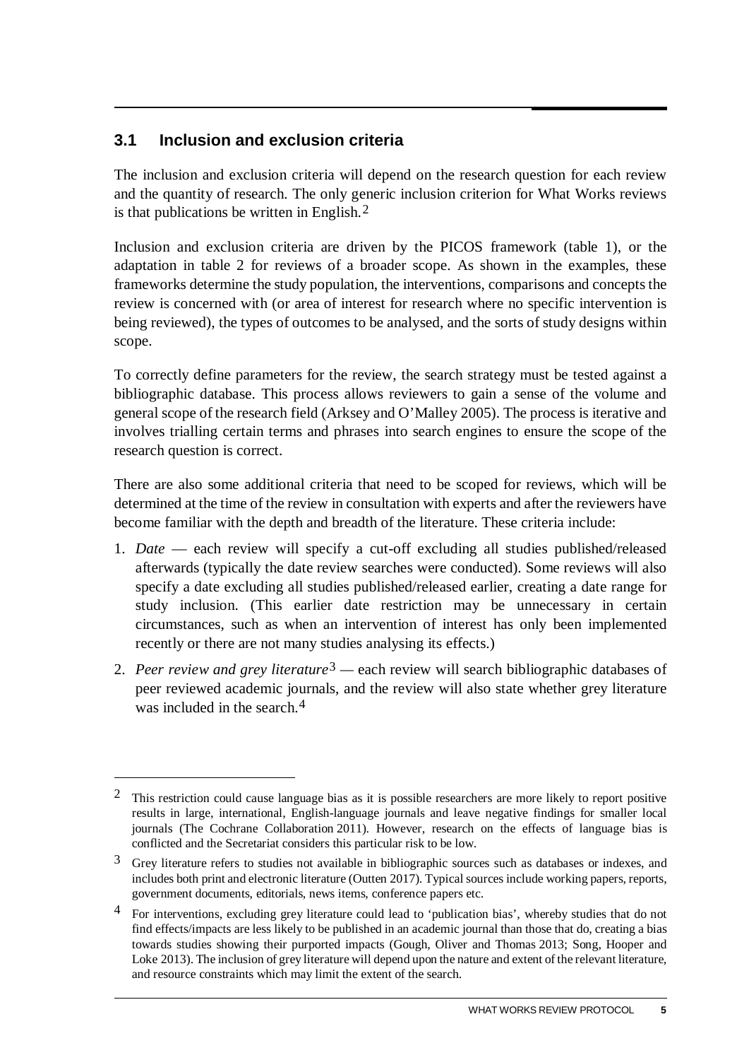## 3.1 Inclusion and exclusion criteria

The inclusion and exclusion criteria will depend on the research question for each review and the quantity of research. The only generic inclusion criterion for What Works reviews is that publications be written in English.[2]

Inclusion and exclusion criteria are driven by the PICOS framework (table 1), or the adaptation in table 2 for reviews of a broader scope. As shown in the examples, these frameworks determine the study population, the interventions, comparisons and concepts the review is concerned with (or area of interest for research where no specific intervention is being reviewed), the types of outcomes to be analysed, and the sorts of study designs within scope.

To correctly define parameters for the review, the search strategy must be tested against a bibliographic database. This process allows reviewers to gain a sense of the volume and general scope of the research field (Arksey and O'Malley 2005). The process is iterative and involves trialling certain terms and phrases into search engines to ensure the scope of the research question is correct.

There are also some additional criteria that need to be scoped for reviews, which will be determined at the time of the review in consultation with experts and after the reviewers have become familiar with the depth and breadth of the literature. These criteria include:

1. *Date* — each review will specify a cut-off excluding all studies published/released afterwards (typically the date review searches were conducted). Some reviews will also specify a date excluding all studies published/released earlier, creating a date range for study inclusion. (This earlier date restriction may be unnecessary in certain circumstances, such as when an intervention of interest has only been implemented recently or there are not many studies analysing its effects.)
2. *Peer review and grey literature*[3] — each review will search bibliographic databases of peer reviewed academic journals, and the review will also state whether grey literature was included in the search.[4]

---

[2] This restriction could cause language bias as it is possible researchers are more likely to report positive results in large, international, English-language journals and leave negative findings for smaller local journals (The Cochrane Collaboration 2011). However, research on the effects of language bias is conflicted and the Secretariat considers this particular risk to be low.

[3] Grey literature refers to studies not available in bibliographic sources such as databases or indexes, and includes both print and electronic literature (Outten 2017). Typical sources include working papers, reports, government documents, editorials, news items, conference papers etc.

[4] For interventions, excluding grey literature could lead to 'publication bias', whereby studies that do not find effects/impacts are less likely to be published in an academic journal than those that do, creating a bias towards studies showing their purported impacts (Gough, Oliver and Thomas 2013; Song, Hooper and Loke 2013). The inclusion of grey literature will depend upon the nature and extent of the relevant literature, and resource constraints which may limit the extent of the search.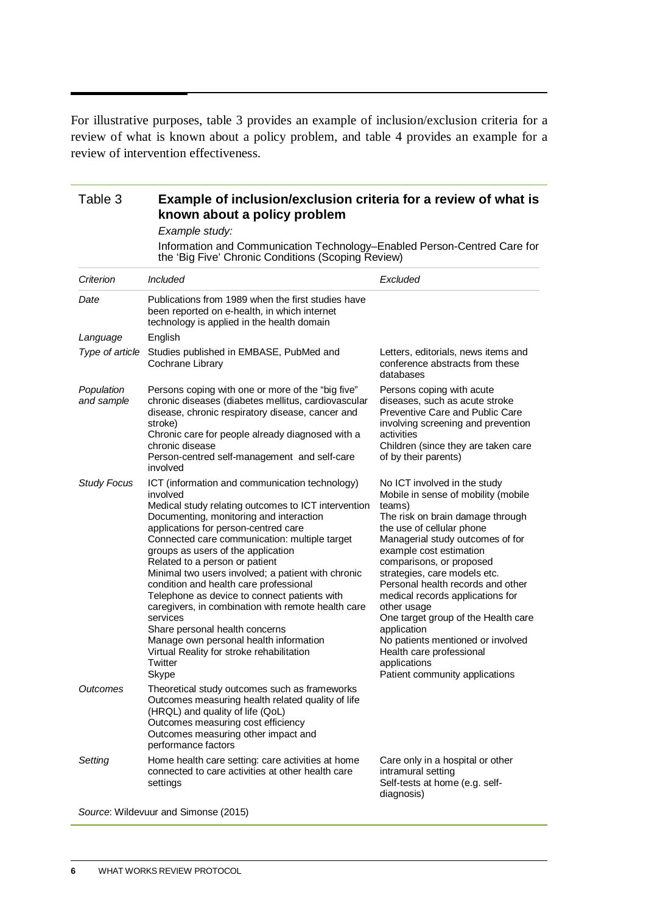For illustrative purposes, table 3 provides an example of inclusion/exclusion criteria for a review of what is known about a policy problem, and table 4 provides an example for a review of intervention effectiveness.

Table 3 **Example of inclusion/exclusion criteria for a review of what is known about a policy problem**

*Example study:*

Information and Communication Technology–Enabled Person-Centred Care for the 'Big Five' Chronic Conditions (Scoping Review)

| *Criterion* | *Included* | *Excluded* |
|---|---|---|
| *Date* | Publications from 1989 when the first studies have been reported on e-health, in which internet technology is applied in the health domain | |
| *Language* | English | |
| *Type of article* | Studies published in EMBASE, PubMed and Cochrane Library | Letters, editorials, news items and conference abstracts from these databases |
| *Population and sample* | Persons coping with one or more of the "big five" chronic diseases (diabetes mellitus, cardiovascular disease, chronic respiratory disease, cancer and stroke)<br>Chronic care for people already diagnosed with a chronic disease<br>Person-centred self-management and self-care involved | Persons coping with acute diseases, such as acute stroke<br>Preventive Care and Public Care involving screening and prevention activities<br>Children (since they are taken care of by their parents) |
| *Study Focus* | ICT (information and communication technology) involved<br>Medical study relating outcomes to ICT intervention<br>Documenting, monitoring and interaction applications for person-centred care<br>Connected care communication: multiple target groups as users of the application<br>Related to a person or patient<br>Minimal two users involved; a patient with chronic condition and health care professional<br>Telephone as device to connect patients with caregivers, in combination with remote health care services<br>Share personal health concerns<br>Manage own personal health information<br>Virtual Reality for stroke rehabilitation<br>Twitter<br>Skype | No ICT involved in the study<br>Mobile in sense of mobility (mobile teams)<br>The risk on brain damage through the use of cellular phone<br>Managerial study outcomes of for example cost estimation comparisons, or proposed strategies, care models etc.<br>Personal health records and other medical records applications for other usage<br>One target group of the Health care application<br>No patients mentioned or involved Health care professional applications<br>Patient community applications |
| *Outcomes* | Theoretical study outcomes such as frameworks<br>Outcomes measuring health related quality of life (HRQL) and quality of life (QoL)<br>Outcomes measuring cost efficiency<br>Outcomes measuring other impact and performance factors | |
| *Setting* | Home health care setting: care activities at home connected to care activities at other health care settings | Care only in a hospital or other intramural setting<br>Self-tests at home (e.g. self-diagnosis) |

*Source*: Wildevuur and Simonse (2015)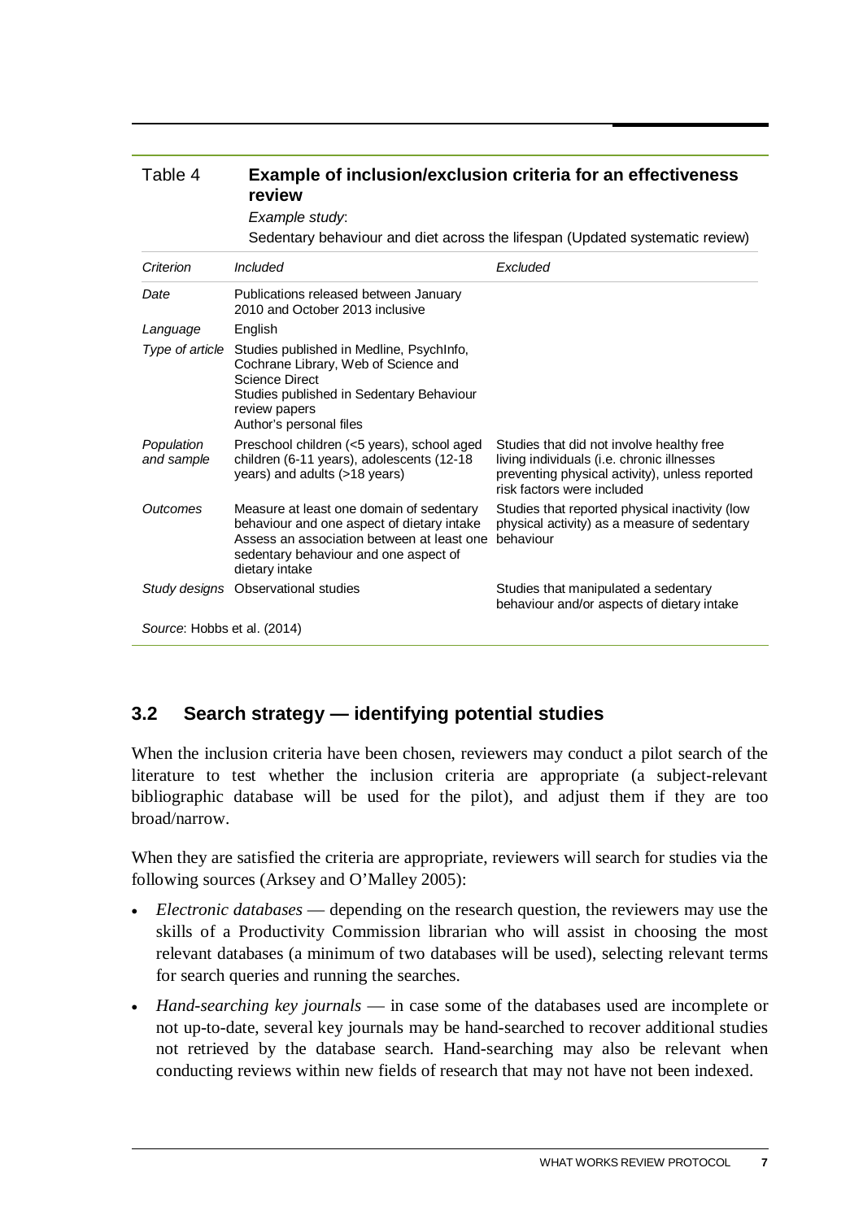Table 4 **Example of inclusion/exclusion criteria for an effectiveness review**

*Example study*:

Sedentary behaviour and diet across the lifespan (Updated systematic review)

| *Criterion* | *Included* | *Excluded* |
| --- | --- | --- |
| *Date* | Publications released between January 2010 and October 2013 inclusive | |
| *Language* | English | |
| *Type of article* | Studies published in Medline, PsychInfo, Cochrane Library, Web of Science and Science Direct<br>Studies published in Sedentary Behaviour review papers<br>Author's personal files | |
| *Population and sample* | Preschool children (<5 years), school aged children (6-11 years), adolescents (12-18 years) and adults (>18 years) | Studies that did not involve healthy free living individuals (i.e. chronic illnesses preventing physical activity), unless reported risk factors were included |
| *Outcomes* | Measure at least one domain of sedentary behaviour and one aspect of dietary intake<br>Assess an association between at least one sedentary behaviour and one aspect of dietary intake | Studies that reported physical inactivity (low physical activity) as a measure of sedentary behaviour |
| *Study designs* | Observational studies | Studies that manipulated a sedentary behaviour and/or aspects of dietary intake |

*Source*: Hobbs et al. (2014)

## 3.2 Search strategy — identifying potential studies

When the inclusion criteria have been chosen, reviewers may conduct a pilot search of the literature to test whether the inclusion criteria are appropriate (a subject-relevant bibliographic database will be used for the pilot), and adjust them if they are too broad/narrow.

When they are satisfied the criteria are appropriate, reviewers will search for studies via the following sources (Arksey and O'Malley 2005):

- *Electronic databases* — depending on the research question, the reviewers may use the skills of a Productivity Commission librarian who will assist in choosing the most relevant databases (a minimum of two databases will be used), selecting relevant terms for search queries and running the searches.
- *Hand-searching key journals* — in case some of the databases used are incomplete or not up-to-date, several key journals may be hand-searched to recover additional studies not retrieved by the database search. Hand-searching may also be relevant when conducting reviews within new fields of research that may not have not been indexed.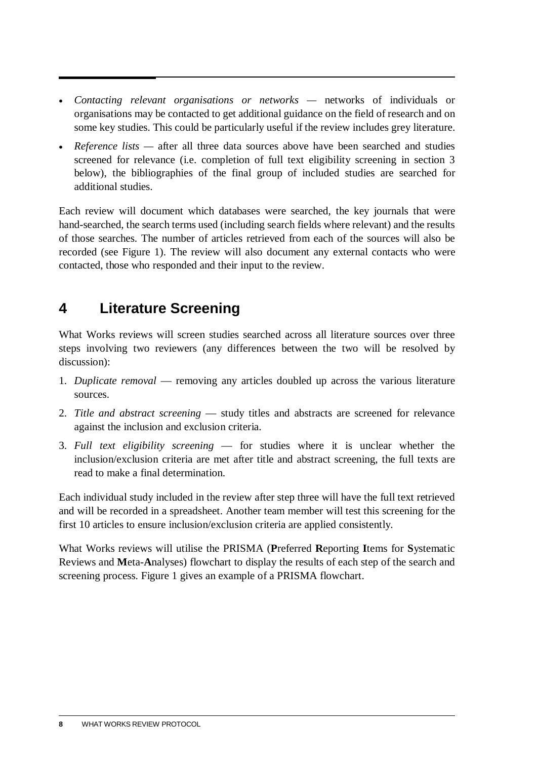- *Contacting relevant organisations or networks* — networks of individuals or organisations may be contacted to get additional guidance on the field of research and on some key studies. This could be particularly useful if the review includes grey literature.
- *Reference lists* — after all three data sources above have been searched and studies screened for relevance (i.e. completion of full text eligibility screening in section 3 below), the bibliographies of the final group of included studies are searched for additional studies.

Each review will document which databases were searched, the key journals that were hand-searched, the search terms used (including search fields where relevant) and the results of those searches. The number of articles retrieved from each of the sources will also be recorded (see Figure 1). The review will also document any external contacts who were contacted, those who responded and their input to the review.

## 4 Literature Screening

What Works reviews will screen studies searched across all literature sources over three steps involving two reviewers (any differences between the two will be resolved by discussion):

1. *Duplicate removal* — removing any articles doubled up across the various literature sources.
2. *Title and abstract screening* — study titles and abstracts are screened for relevance against the inclusion and exclusion criteria.
3. *Full text eligibility screening* — for studies where it is unclear whether the inclusion/exclusion criteria are met after title and abstract screening, the full texts are read to make a final determination.

Each individual study included in the review after step three will have the full text retrieved and will be recorded in a spreadsheet. Another team member will test this screening for the first 10 articles to ensure inclusion/exclusion criteria are applied consistently.

What Works reviews will utilise the PRISMA (**P**referred **R**eporting **I**tems for **S**ystematic Reviews and **M**eta-**A**nalyses) flowchart to display the results of each step of the search and screening process. Figure 1 gives an example of a PRISMA flowchart.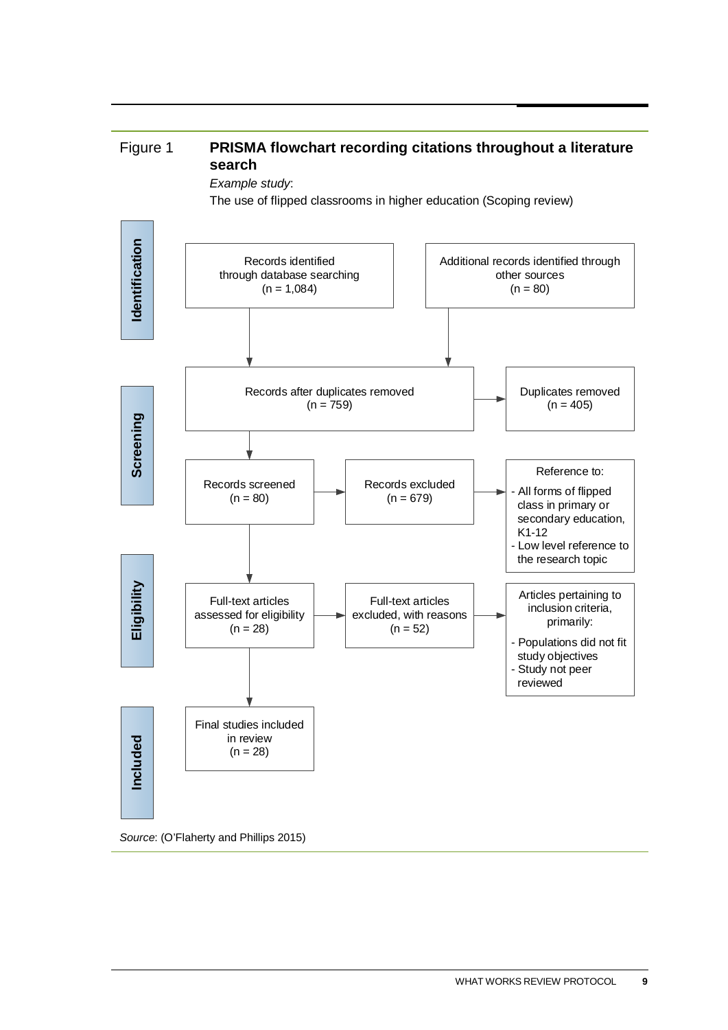Figure 1 **PRISMA flowchart recording citations throughout a literature search**

*Example study*:

The use of flipped classrooms in higher education (Scoping review)

**Identification**

Records identified through database searching (n = 1,084)

Additional records identified through other sources (n = 80)

**Screening**

Records after duplicates removed (n = 759)

Duplicates removed (n = 405)

Records screened (n = 80)

Records excluded (n = 679)

Reference to:

- All forms of flipped class in primary or secondary education, K1-12
- Low level reference to the research topic

**Eligibility**

Full-text articles assessed for eligibility (n = 28)

Full-text articles excluded, with reasons (n = 52)

Articles pertaining to inclusion criteria, primarily:

- Populations did not fit study objectives
- Study not peer reviewed

**Included**

Final studies included in review (n = 28)

*Source*: (O'Flaherty and Phillips 2015)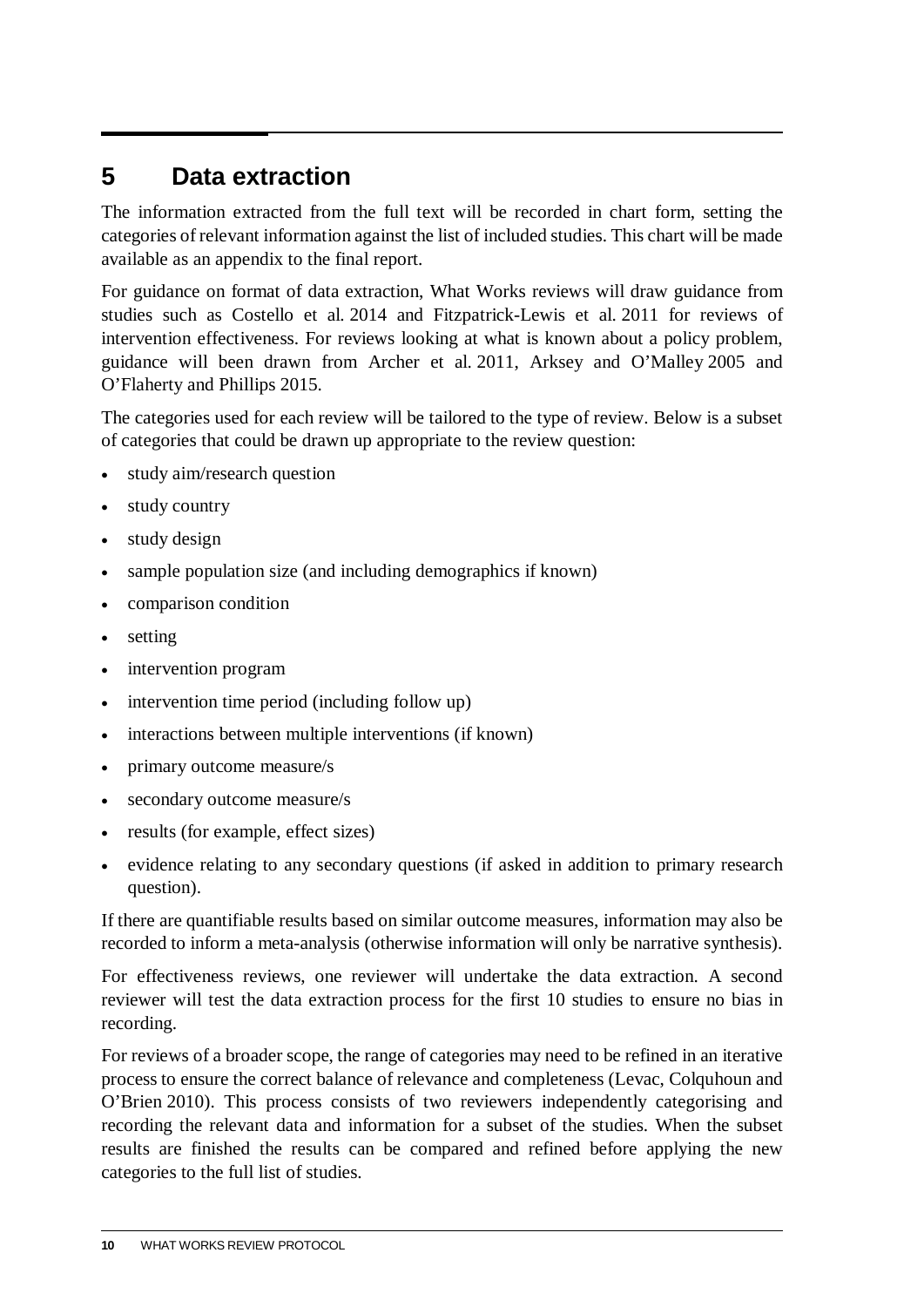# 5 Data extraction

The information extracted from the full text will be recorded in chart form, setting the categories of relevant information against the list of included studies. This chart will be made available as an appendix to the final report.

For guidance on format of data extraction, What Works reviews will draw guidance from studies such as Costello et al. 2014 and Fitzpatrick-Lewis et al. 2011 for reviews of intervention effectiveness. For reviews looking at what is known about a policy problem, guidance will been drawn from Archer et al. 2011, Arksey and O'Malley 2005 and O'Flaherty and Phillips 2015.

The categories used for each review will be tailored to the type of review. Below is a subset of categories that could be drawn up appropriate to the review question:

- study aim/research question
- study country
- study design
- sample population size (and including demographics if known)
- comparison condition
- setting
- intervention program
- intervention time period (including follow up)
- interactions between multiple interventions (if known)
- primary outcome measure/s
- secondary outcome measure/s
- results (for example, effect sizes)
- evidence relating to any secondary questions (if asked in addition to primary research question).

If there are quantifiable results based on similar outcome measures, information may also be recorded to inform a meta-analysis (otherwise information will only be narrative synthesis).

For effectiveness reviews, one reviewer will undertake the data extraction. A second reviewer will test the data extraction process for the first 10 studies to ensure no bias in recording.

For reviews of a broader scope, the range of categories may need to be refined in an iterative process to ensure the correct balance of relevance and completeness (Levac, Colquhoun and O'Brien 2010). This process consists of two reviewers independently categorising and recording the relevant data and information for a subset of the studies. When the subset results are finished the results can be compared and refined before applying the new categories to the full list of studies.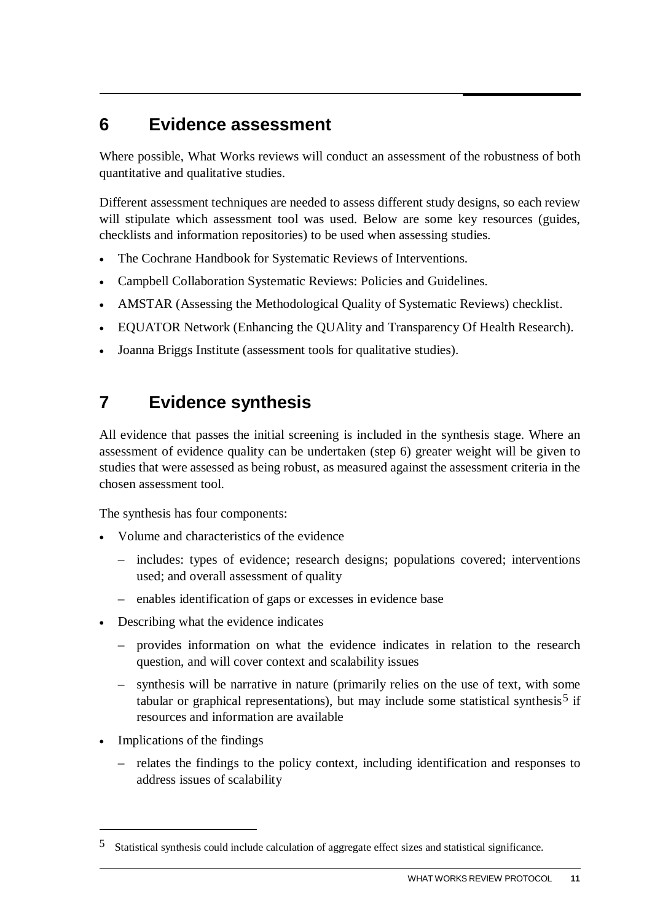## 6 Evidence assessment

Where possible, What Works reviews will conduct an assessment of the robustness of both quantitative and qualitative studies.

Different assessment techniques are needed to assess different study designs, so each review will stipulate which assessment tool was used. Below are some key resources (guides, checklists and information repositories) to be used when assessing studies.

- The Cochrane Handbook for Systematic Reviews of Interventions.
- Campbell Collaboration Systematic Reviews: Policies and Guidelines.
- AMSTAR (Assessing the Methodological Quality of Systematic Reviews) checklist.
- EQUATOR Network (Enhancing the QUAlity and Transparency Of Health Research).
- Joanna Briggs Institute (assessment tools for qualitative studies).

## 7 Evidence synthesis

All evidence that passes the initial screening is included in the synthesis stage. Where an assessment of evidence quality can be undertaken (step 6) greater weight will be given to studies that were assessed as being robust, as measured against the assessment criteria in the chosen assessment tool.

The synthesis has four components:

- Volume and characteristics of the evidence
  - includes: types of evidence; research designs; populations covered; interventions used; and overall assessment of quality
  - enables identification of gaps or excesses in evidence base
- Describing what the evidence indicates
  - provides information on what the evidence indicates in relation to the research question, and will cover context and scalability issues
  - synthesis will be narrative in nature (primarily relies on the use of text, with some tabular or graphical representations), but may include some statistical synthesis[5] if resources and information are available
- Implications of the findings
  - relates the findings to the policy context, including identification and responses to address issues of scalability

[5] Statistical synthesis could include calculation of aggregate effect sizes and statistical significance.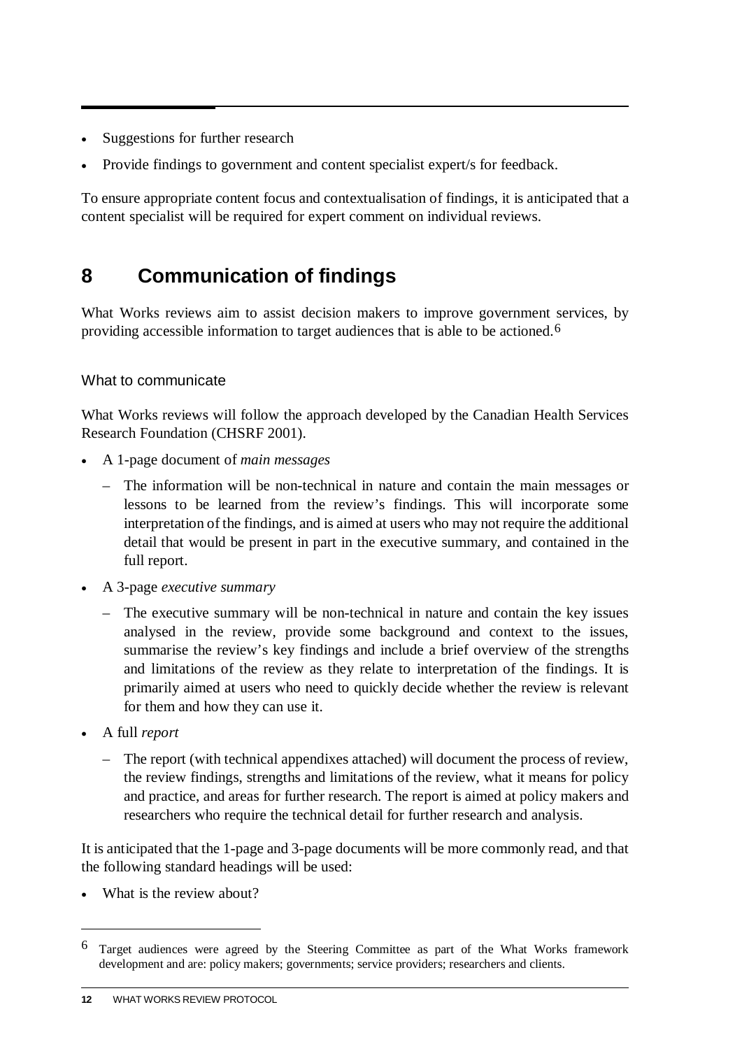- Suggestions for further research
- Provide findings to government and content specialist expert/s for feedback.

To ensure appropriate content focus and contextualisation of findings, it is anticipated that a content specialist will be required for expert comment on individual reviews.

## 8 Communication of findings

What Works reviews aim to assist decision makers to improve government services, by providing accessible information to target audiences that is able to be actioned.[6]

### What to communicate

What Works reviews will follow the approach developed by the Canadian Health Services Research Foundation (CHSRF 2001).

- A 1-page document of *main messages*
  - The information will be non-technical in nature and contain the main messages or lessons to be learned from the review's findings. This will incorporate some interpretation of the findings, and is aimed at users who may not require the additional detail that would be present in part in the executive summary, and contained in the full report.
- A 3-page *executive summary*
  - The executive summary will be non-technical in nature and contain the key issues analysed in the review, provide some background and context to the issues, summarise the review's key findings and include a brief overview of the strengths and limitations of the review as they relate to interpretation of the findings. It is primarily aimed at users who need to quickly decide whether the review is relevant for them and how they can use it.
- A full *report*
  - The report (with technical appendixes attached) will document the process of review, the review findings, strengths and limitations of the review, what it means for policy and practice, and areas for further research. The report is aimed at policy makers and researchers who require the technical detail for further research and analysis.

It is anticipated that the 1-page and 3-page documents will be more commonly read, and that the following standard headings will be used:

- What is the review about?

---

[6] Target audiences were agreed by the Steering Committee as part of the What Works framework development and are: policy makers; governments; service providers; researchers and clients.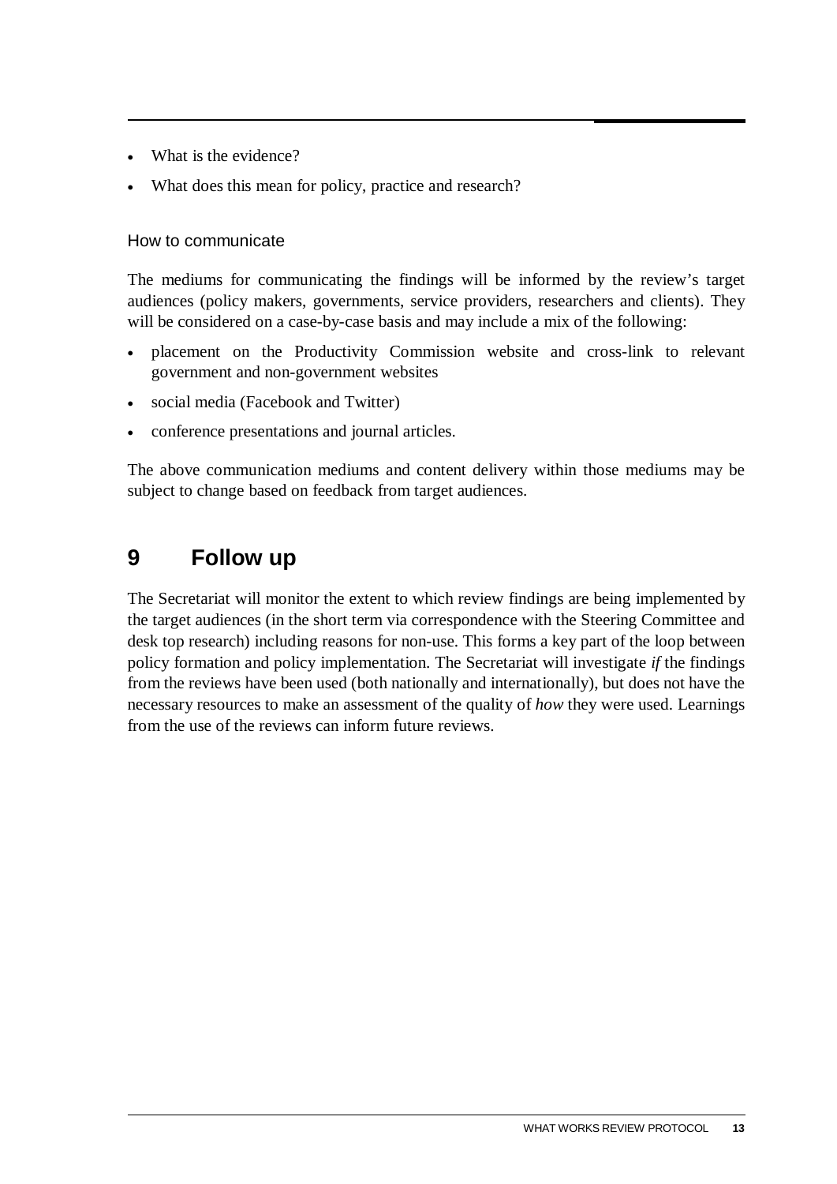- What is the evidence?
- What does this mean for policy, practice and research?

### How to communicate

The mediums for communicating the findings will be informed by the review's target audiences (policy makers, governments, service providers, researchers and clients). They will be considered on a case-by-case basis and may include a mix of the following:

- placement on the Productivity Commission website and cross-link to relevant government and non-government websites
- social media (Facebook and Twitter)
- conference presentations and journal articles.

The above communication mediums and content delivery within those mediums may be subject to change based on feedback from target audiences.

## 9 Follow up

The Secretariat will monitor the extent to which review findings are being implemented by the target audiences (in the short term via correspondence with the Steering Committee and desk top research) including reasons for non-use. This forms a key part of the loop between policy formation and policy implementation. The Secretariat will investigate *if* the findings from the reviews have been used (both nationally and internationally), but does not have the necessary resources to make an assessment of the quality of *how* they were used. Learnings from the use of the reviews can inform future reviews.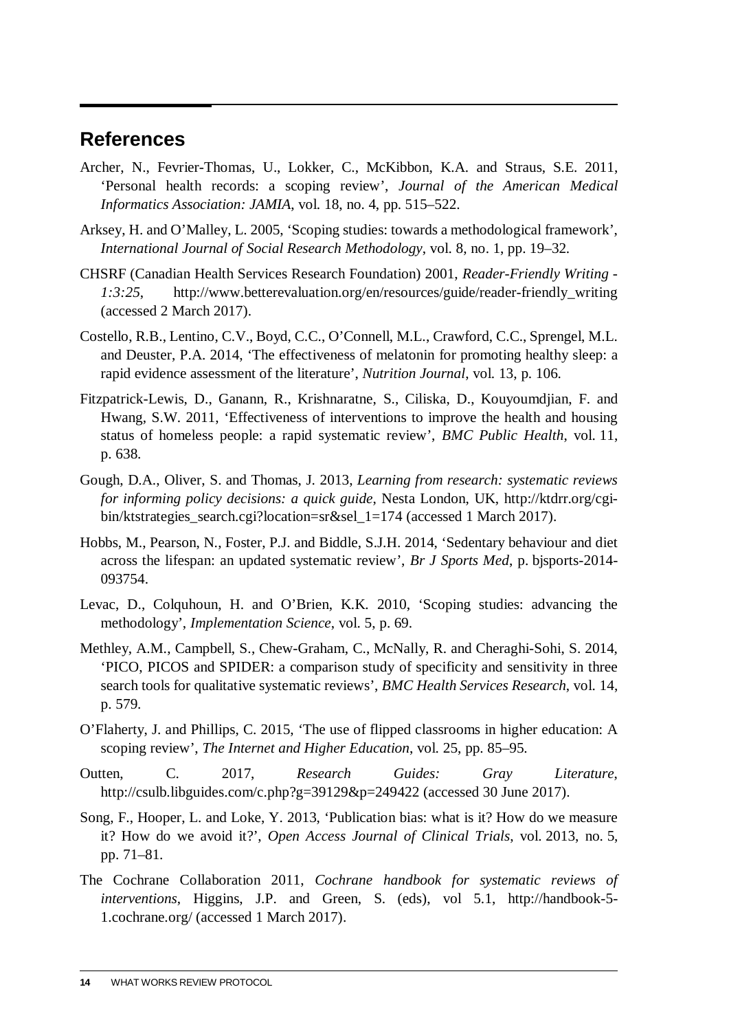## References

Archer, N., Fevrier-Thomas, U., Lokker, C., McKibbon, K.A. and Straus, S.E. 2011, 'Personal health records: a scoping review', *Journal of the American Medical Informatics Association: JAMIA*, vol. 18, no. 4, pp. 515–522.

Arksey, H. and O'Malley, L. 2005, 'Scoping studies: towards a methodological framework', *International Journal of Social Research Methodology*, vol. 8, no. 1, pp. 19–32.

CHSRF (Canadian Health Services Research Foundation) 2001, *Reader-Friendly Writing - 1:3:25*, http://www.betterevaluation.org/en/resources/guide/reader-friendly_writing (accessed 2 March 2017).

Costello, R.B., Lentino, C.V., Boyd, C.C., O'Connell, M.L., Crawford, C.C., Sprengel, M.L. and Deuster, P.A. 2014, 'The effectiveness of melatonin for promoting healthy sleep: a rapid evidence assessment of the literature', *Nutrition Journal*, vol. 13, p. 106.

Fitzpatrick-Lewis, D., Ganann, R., Krishnaratne, S., Ciliska, D., Kouyoumdjian, F. and Hwang, S.W. 2011, 'Effectiveness of interventions to improve the health and housing status of homeless people: a rapid systematic review', *BMC Public Health*, vol. 11, p. 638.

Gough, D.A., Oliver, S. and Thomas, J. 2013, *Learning from research: systematic reviews for informing policy decisions: a quick guide*, Nesta London, UK, http://ktdrr.org/cgi-bin/ktstrategies_search.cgi?location=sr&sel_1=174 (accessed 1 March 2017).

Hobbs, M., Pearson, N., Foster, P.J. and Biddle, S.J.H. 2014, 'Sedentary behaviour and diet across the lifespan: an updated systematic review', *Br J Sports Med*, p. bjsports-2014-093754.

Levac, D., Colquhoun, H. and O'Brien, K.K. 2010, 'Scoping studies: advancing the methodology', *Implementation Science*, vol. 5, p. 69.

Methley, A.M., Campbell, S., Chew-Graham, C., McNally, R. and Cheraghi-Sohi, S. 2014, 'PICO, PICOS and SPIDER: a comparison study of specificity and sensitivity in three search tools for qualitative systematic reviews', *BMC Health Services Research*, vol. 14, p. 579.

O'Flaherty, J. and Phillips, C. 2015, 'The use of flipped classrooms in higher education: A scoping review', *The Internet and Higher Education*, vol. 25, pp. 85–95.

Outten, C. 2017, *Research Guides: Gray Literature*, http://csulb.libguides.com/c.php?g=39129&p=249422 (accessed 30 June 2017).

Song, F., Hooper, L. and Loke, Y. 2013, 'Publication bias: what is it? How do we measure it? How do we avoid it?', *Open Access Journal of Clinical Trials*, vol. 2013, no. 5, pp. 71–81.

The Cochrane Collaboration 2011, *Cochrane handbook for systematic reviews of interventions*, Higgins, J.P. and Green, S. (eds), vol 5.1, http://handbook-5-1.cochrane.org/ (accessed 1 March 2017).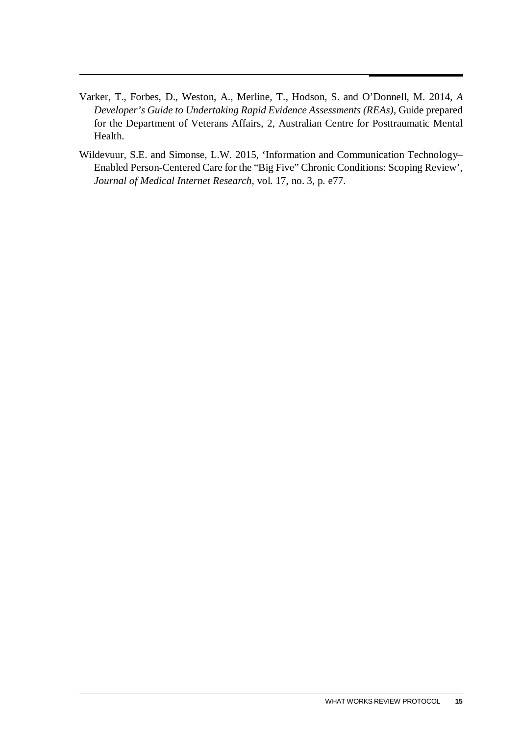Varker, T., Forbes, D., Weston, A., Merline, T., Hodson, S. and O'Donnell, M. 2014, *A Developer's Guide to Undertaking Rapid Evidence Assessments (REAs)*, Guide prepared for the Department of Veterans Affairs, 2, Australian Centre for Posttraumatic Mental Health.

Wildevuur, S.E. and Simonse, L.W. 2015, 'Information and Communication Technology–Enabled Person-Centered Care for the "Big Five" Chronic Conditions: Scoping Review', *Journal of Medical Internet Research*, vol. 17, no. 3, p. e77.